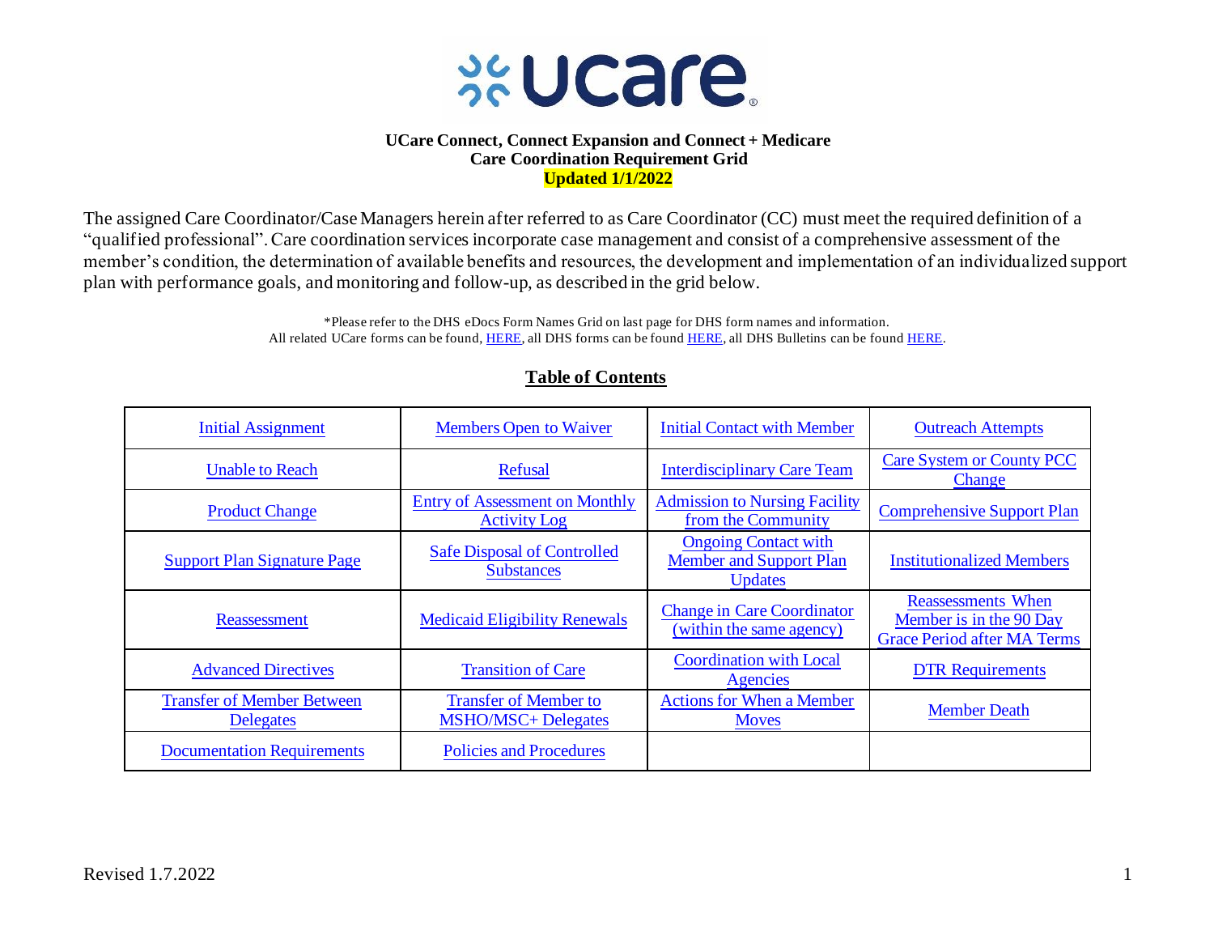# UCare Connect, Connect Expansion and Connect + Medicare
## Care Coordination Requirement Grid
**Updated 1/1/2022**

The assigned Care Coordinator/Case Managers herein after referred to as Care Coordinator (CC) must meet the required definition of a "qualified professional". Care coordination services incorporate case management and consist of a comprehensive assessment of the member's condition, the determination of available benefits and resources, the development and implementation of an individualized support plan with performance goals, and monitoring and follow-up, as described in the grid below.

*Please refer to the DHS eDocs Form Names Grid on last page for DHS form names and information.
All related UCare forms can be found, HERE, all DHS forms can be found HERE, all DHS Bulletins can be found HERE.

**Table of Contents**

| | | | |
|---|---|---|---|
| Initial Assignment | Members Open to Waiver | Initial Contact with Member | Outreach Attempts |
| Unable to Reach | Refusal | Interdisciplinary Care Team | Care System or County PCC Change |
| Product Change | Entry of Assessment on Monthly Activity Log | Admission to Nursing Facility from the Community | Comprehensive Support Plan |
| Support Plan Signature Page | Safe Disposal of Controlled Substances | Ongoing Contact with Member and Support Plan Updates | Institutionalized Members |
| Reassessment | Medicaid Eligibility Renewals | Change in Care Coordinator (within the same agency) | Reassessments When Member is in the 90 Day Grace Period after MA Terms |
| Advanced Directives | Transition of Care | Coordination with Local Agencies | DTR Requirements |
| Transfer of Member Between Delegates | Transfer of Member to MSHO/MSC+ Delegates | Actions for When a Member Moves | Member Death |
| Documentation Requirements | Policies and Procedures | | |

Revised 1.7.2022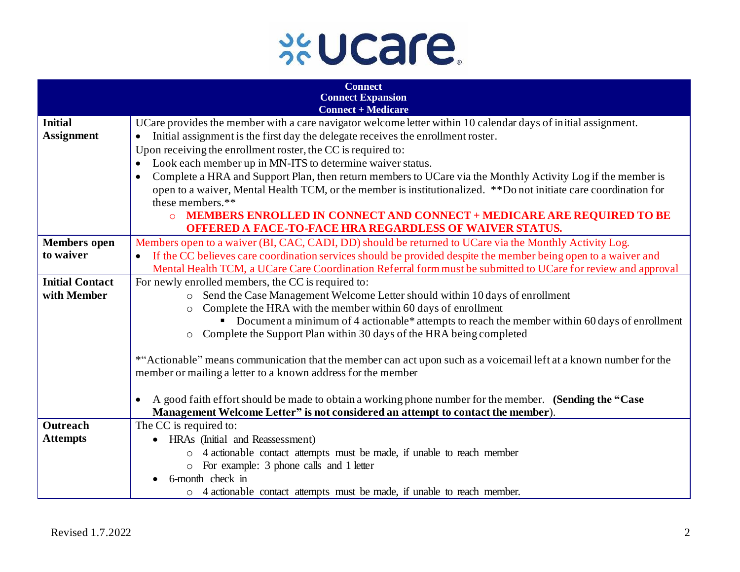| | Connect<br>Connect Expansion<br>Connect + Medicare |
| --- | --- |
| **Initial Assignment** | UCare provides the member with a care navigator welcome letter within 10 calendar days of initial assignment.<br>• Initial assignment is the first day the delegate receives the enrollment roster.<br>Upon receiving the enrollment roster, the CC is required to:<br>• Look each member up in MN-ITS to determine waiver status.<br>• Complete a HRA and Support Plan, then return members to UCare via the Monthly Activity Log if the member is open to a waiver, Mental Health TCM, or the member is institutionalized. **Do not initiate care coordination for these members.**<br>&nbsp;&nbsp;&nbsp;&nbsp;○ **MEMBERS ENROLLED IN CONNECT AND CONNECT + MEDICARE ARE REQUIRED TO BE OFFERED A FACE-TO-FACE HRA REGARDLESS OF WAIVER STATUS.** |
| **Members open to waiver** | Members open to a waiver (BI, CAC, CADI, DD) should be returned to UCare via the Monthly Activity Log.<br>• If the CC believes care coordination services should be provided despite the member being open to a waiver and Mental Health TCM, a UCare Care Coordination Referral form must be submitted to UCare for review and approval |
| **Initial Contact with Member** | For newly enrolled members, the CC is required to:<br>&nbsp;&nbsp;&nbsp;&nbsp;○ Send the Case Management Welcome Letter should within 10 days of enrollment<br>&nbsp;&nbsp;&nbsp;&nbsp;○ Complete the HRA with the member within 60 days of enrollment<br>&nbsp;&nbsp;&nbsp;&nbsp;&nbsp;&nbsp;&nbsp;&nbsp;▪ Document a minimum of 4 actionable* attempts to reach the member within 60 days of enrollment<br>&nbsp;&nbsp;&nbsp;&nbsp;○ Complete the Support Plan within 30 days of the HRA being completed<br><br>*"Actionable" means communication that the member can act upon such as a voicemail left at a known number for the member or mailing a letter to a known address for the member<br><br>• A good faith effort should be made to obtain a working phone number for the member. **(Sending the "Case Management Welcome Letter" is not considered an attempt to contact the member**). |
| **Outreach Attempts** | The CC is required to:<br>• HRAs (Initial and Reassessment)<br>&nbsp;&nbsp;&nbsp;&nbsp;○ 4 actionable contact attempts must be made, if unable to reach member<br>&nbsp;&nbsp;&nbsp;&nbsp;○ For example: 3 phone calls and 1 letter<br>• 6-month check in<br>&nbsp;&nbsp;&nbsp;&nbsp;○ 4 actionable contact attempts must be made, if unable to reach member. |

Revised 1.7.2022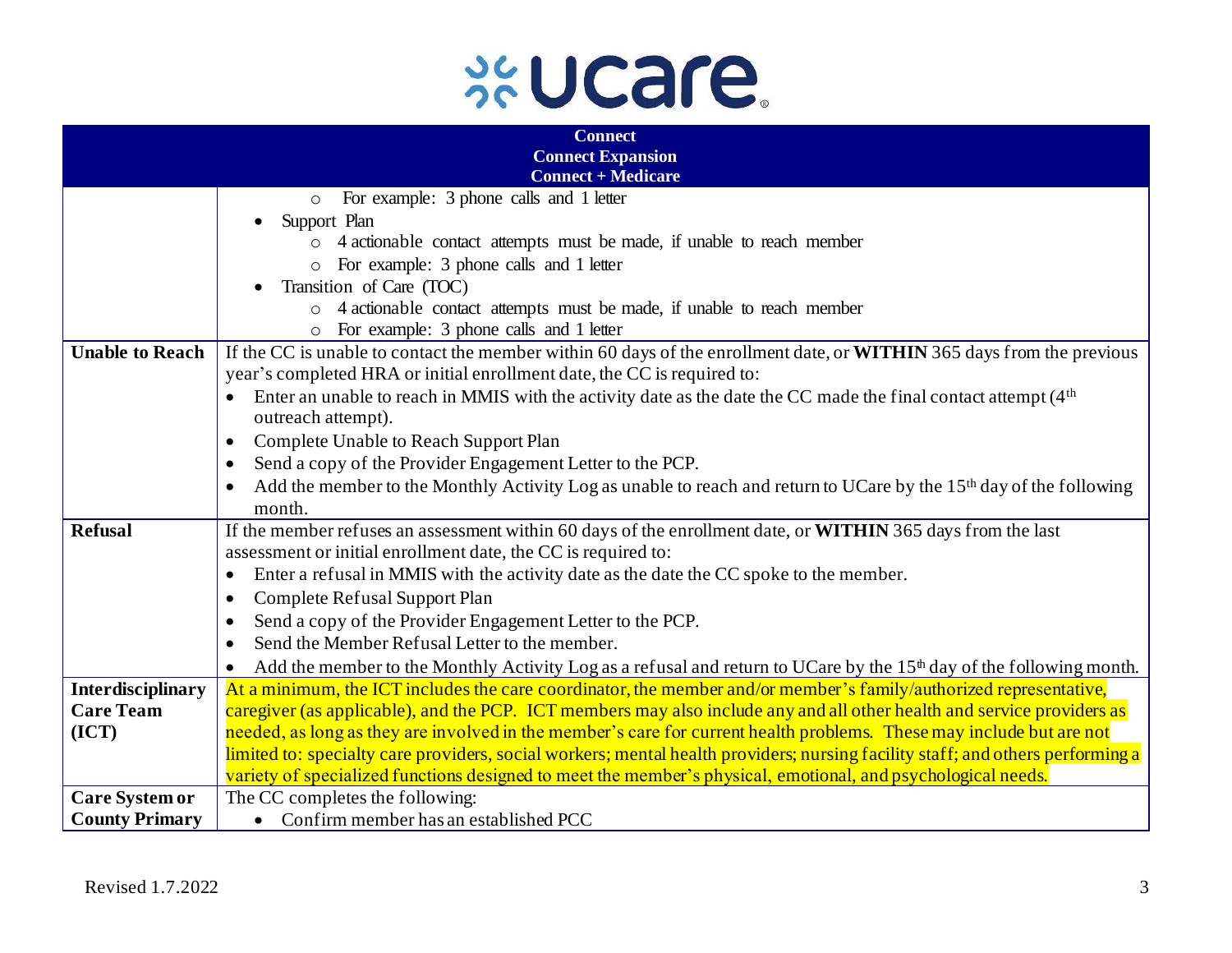| Connect<br>Connect Expansion<br>Connect + Medicare | |
|---|---|
| | ◦ For example: 3 phone calls and 1 letter<br>• Support Plan<br>◦ 4 actionable contact attempts must be made, if unable to reach member<br>◦ For example: 3 phone calls and 1 letter<br>• Transition of Care (TOC)<br>◦ 4 actionable contact attempts must be made, if unable to reach member<br>◦ For example: 3 phone calls and 1 letter |
| **Unable to Reach** | If the CC is unable to contact the member within 60 days of the enrollment date, or **WITHIN** 365 days from the previous year's completed HRA or initial enrollment date, the CC is required to:<br>• Enter an unable to reach in MMIS with the activity date as the date the CC made the final contact attempt (4th outreach attempt).<br>• Complete Unable to Reach Support Plan<br>• Send a copy of the Provider Engagement Letter to the PCP.<br>• Add the member to the Monthly Activity Log as unable to reach and return to UCare by the 15th day of the following month. |
| **Refusal** | If the member refuses an assessment within 60 days of the enrollment date, or **WITHIN** 365 days from the last assessment or initial enrollment date, the CC is required to:<br>• Enter a refusal in MMIS with the activity date as the date the CC spoke to the member.<br>• Complete Refusal Support Plan<br>• Send a copy of the Provider Engagement Letter to the PCP.<br>• Send the Member Refusal Letter to the member.<br>• Add the member to the Monthly Activity Log as a refusal and return to UCare by the 15th day of the following month. |
| **Interdisciplinary Care Team (ICT)** | At a minimum, the ICT includes the care coordinator, the member and/or member's family/authorized representative, caregiver (as applicable), and the PCP. ICT members may also include any and all other health and service providers as needed, as long as they are involved in the member's care for current health problems. These may include but are not limited to: specialty care providers, social workers; mental health providers; nursing facility staff; and others performing a variety of specialized functions designed to meet the member's physical, emotional, and psychological needs. |
| **Care System or County Primary** | The CC completes the following:<br>• Confirm member has an established PCC |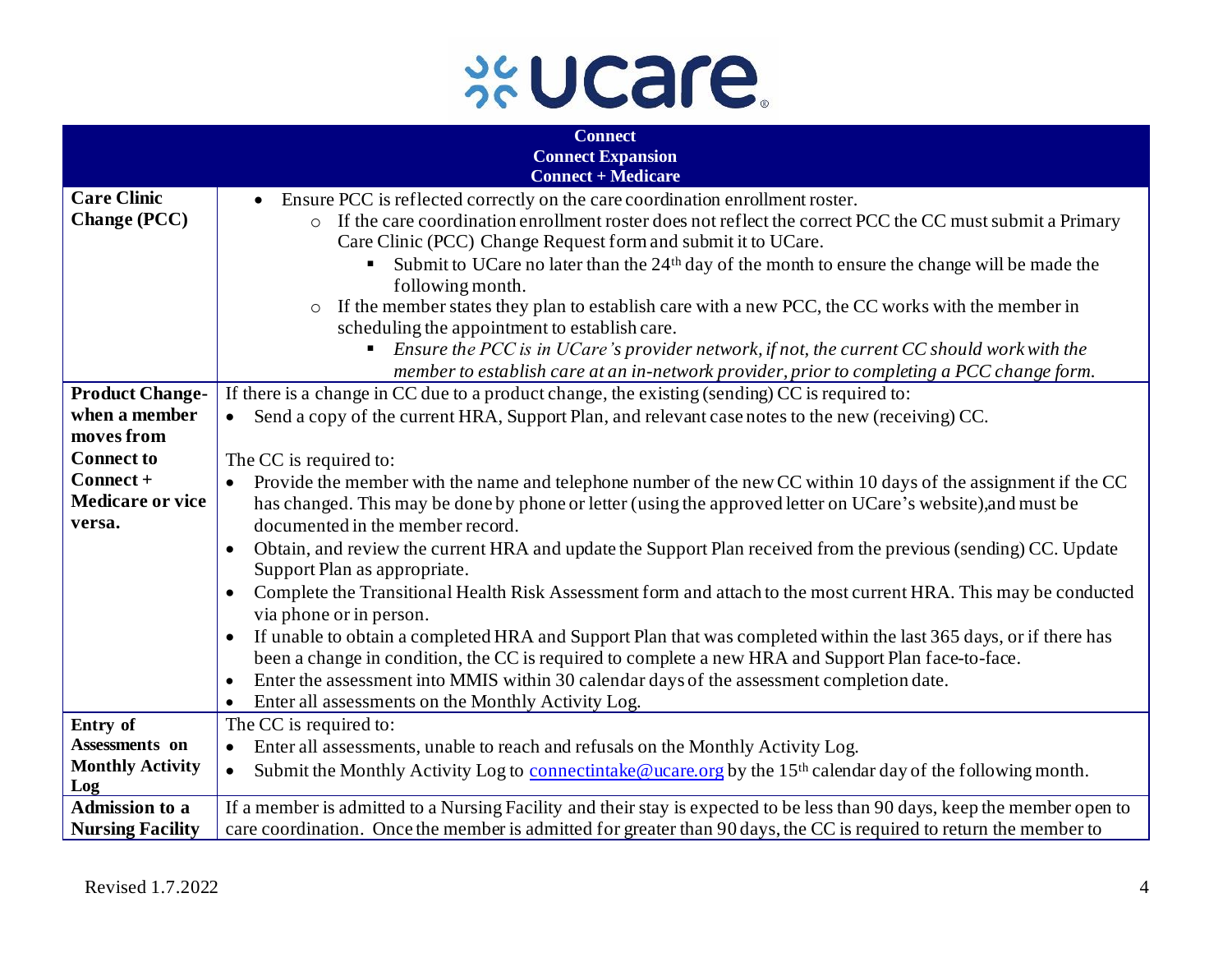| Connect<br>Connect Expansion<br>Connect + Medicare | |
|---|---|
| **Care Clinic Change (PCC)** | • Ensure PCC is reflected correctly on the care coordination enrollment roster.<br>&nbsp;&nbsp;&nbsp;&nbsp;○ If the care coordination enrollment roster does not reflect the correct PCC the CC must submit a Primary Care Clinic (PCC) Change Request form and submit it to UCare.<br>&nbsp;&nbsp;&nbsp;&nbsp;&nbsp;&nbsp;&nbsp;&nbsp;▪ Submit to UCare no later than the 24th day of the month to ensure the change will be made the following month.<br>&nbsp;&nbsp;&nbsp;&nbsp;○ If the member states they plan to establish care with a new PCC, the CC works with the member in scheduling the appointment to establish care.<br>&nbsp;&nbsp;&nbsp;&nbsp;&nbsp;&nbsp;&nbsp;&nbsp;▪ *Ensure the PCC is in UCare's provider network, if not, the current CC should work with the member to establish care at an in-network provider, prior to completing a PCC change form.* |
| **Product Change- when a member moves from Connect to Connect + Medicare or vice versa.** | If there is a change in CC due to a product change, the existing (sending) CC is required to:<br>• Send a copy of the current HRA, Support Plan, and relevant case notes to the new (receiving) CC.<br><br>The CC is required to:<br>• Provide the member with the name and telephone number of the new CC within 10 days of the assignment if the CC has changed. This may be done by phone or letter (using the approved letter on UCare's website),and must be documented in the member record.<br>• Obtain, and review the current HRA and update the Support Plan received from the previous (sending) CC. Update Support Plan as appropriate.<br>• Complete the Transitional Health Risk Assessment form and attach to the most current HRA. This may be conducted via phone or in person.<br>• If unable to obtain a completed HRA and Support Plan that was completed within the last 365 days, or if there has been a change in condition, the CC is required to complete a new HRA and Support Plan face-to-face.<br>• Enter the assessment into MMIS within 30 calendar days of the assessment completion date.<br>• Enter all assessments on the Monthly Activity Log. |
| **Entry of Assessments on Monthly Activity Log** | The CC is required to:<br>• Enter all assessments, unable to reach and refusals on the Monthly Activity Log.<br>• Submit the Monthly Activity Log to connectintake@ucare.org by the 15th calendar day of the following month. |
| **Admission to a Nursing Facility** | If a member is admitted to a Nursing Facility and their stay is expected to be less than 90 days, keep the member open to care coordination. Once the member is admitted for greater than 90 days, the CC is required to return the member to |

Revised 1.7.2022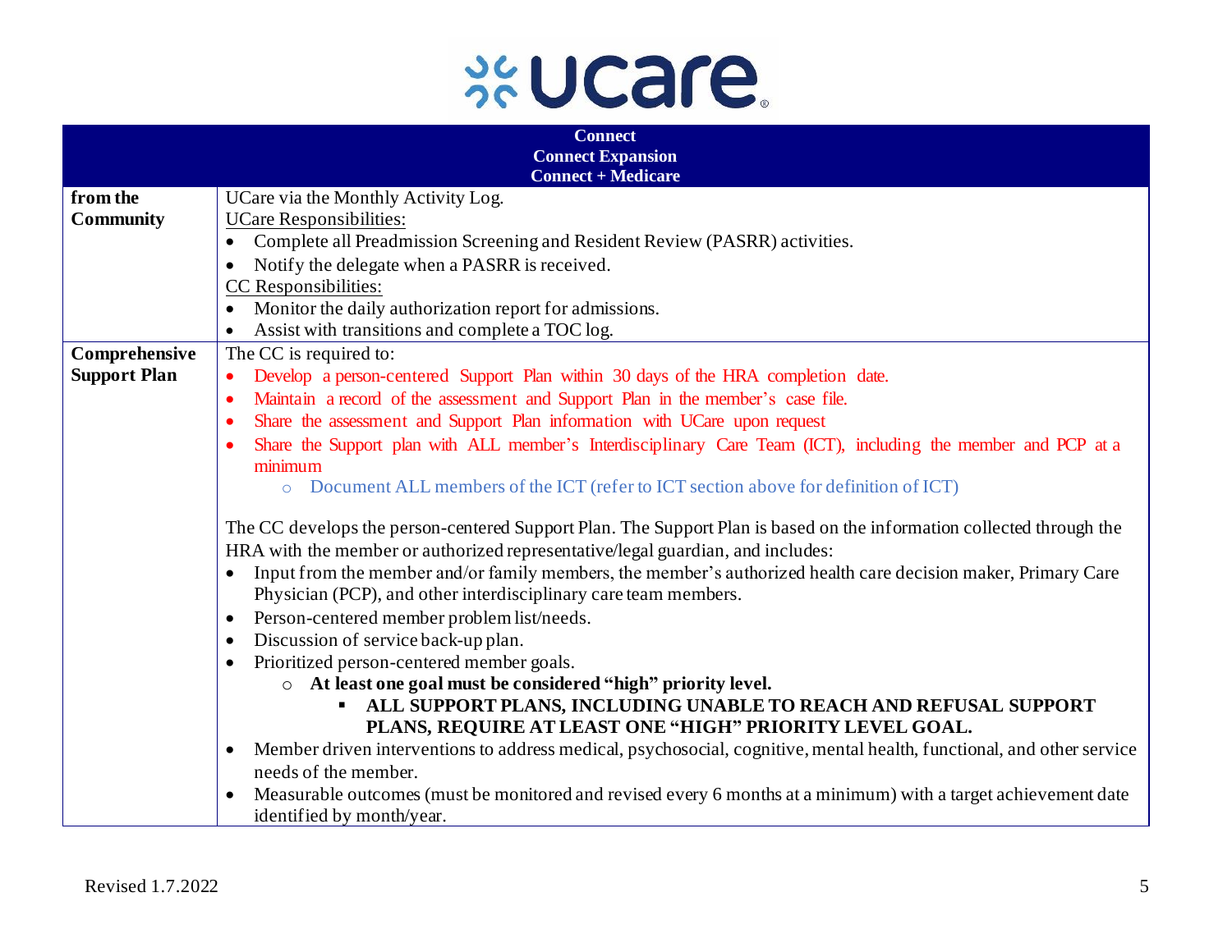| Connect<br>Connect Expansion<br>Connect + Medicare | |
|---|---|
| **from the Community** | UCare via the Monthly Activity Log.<br><u>UCare Responsibilities:</u><br>• Complete all Preadmission Screening and Resident Review (PASRR) activities.<br>• Notify the delegate when a PASRR is received.<br><u>CC Responsibilities:</u><br>• Monitor the daily authorization report for admissions.<br>• Assist with transitions and complete a TOC log. |
| **Comprehensive Support Plan** | The CC is required to:<br>• Develop a person-centered Support Plan within 30 days of the HRA completion date.<br>• Maintain a record of the assessment and Support Plan in the member's case file.<br>• Share the assessment and Support Plan information with UCare upon request<br>• Share the Support plan with ALL member's Interdisciplinary Care Team (ICT), including the member and PCP at a minimum<br>&nbsp;&nbsp;&nbsp;&nbsp;○ Document ALL members of the ICT (refer to ICT section above for definition of ICT)<br><br>The CC develops the person-centered Support Plan. The Support Plan is based on the information collected through the HRA with the member or authorized representative/legal guardian, and includes:<br>• Input from the member and/or family members, the member's authorized health care decision maker, Primary Care Physician (PCP), and other interdisciplinary care team members.<br>• Person-centered member problem list/needs.<br>• Discussion of service back-up plan.<br>• Prioritized person-centered member goals.<br>&nbsp;&nbsp;&nbsp;&nbsp;○ **At least one goal must be considered "high" priority level.**<br>&nbsp;&nbsp;&nbsp;&nbsp;&nbsp;&nbsp;&nbsp;&nbsp;▪ **ALL SUPPORT PLANS, INCLUDING UNABLE TO REACH AND REFUSAL SUPPORT PLANS, REQUIRE AT LEAST ONE "HIGH" PRIORITY LEVEL GOAL.**<br>• Member driven interventions to address medical, psychosocial, cognitive, mental health, functional, and other service needs of the member.<br>• Measurable outcomes (must be monitored and revised every 6 months at a minimum) with a target achievement date identified by month/year. |

Revised 1.7.2022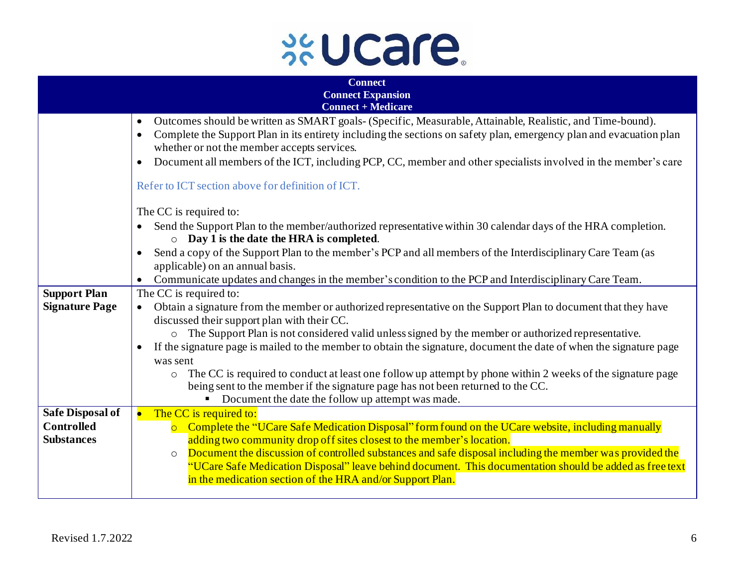| Connect<br>Connect Expansion<br>Connect + Medicare | |
|---|---|
| | • Outcomes should be written as SMART goals- (Specific, Measurable, Attainable, Realistic, and Time-bound).<br>• Complete the Support Plan in its entirety including the sections on safety plan, emergency plan and evacuation plan whether or not the member accepts services.<br>• Document all members of the ICT, including PCP, CC, member and other specialists involved in the member's care<br><br>Refer to ICT section above for definition of ICT.<br><br>The CC is required to:<br>• Send the Support Plan to the member/authorized representative within 30 calendar days of the HRA completion.<br>  ○ **Day 1 is the date the HRA is completed**.<br>• Send a copy of the Support Plan to the member's PCP and all members of the Interdisciplinary Care Team (as applicable) on an annual basis.<br>• Communicate updates and changes in the member's condition to the PCP and Interdisciplinary Care Team. |
| **Support Plan Signature Page** | The CC is required to:<br>• Obtain a signature from the member or authorized representative on the Support Plan to document that they have discussed their support plan with their CC.<br>  ○ The Support Plan is not considered valid unless signed by the member or authorized representative.<br>• If the signature page is mailed to the member to obtain the signature, document the date of when the signature page was sent<br>  ○ The CC is required to conduct at least one follow up attempt by phone within 2 weeks of the signature page being sent to the member if the signature page has not been returned to the CC.<br>    ▪ Document the date the follow up attempt was made. |
| **Safe Disposal of Controlled Substances** | • The CC is required to:<br>  ○ Complete the "UCare Safe Medication Disposal" form found on the UCare website, including manually adding two community drop off sites closest to the member's location.<br>  ○ Document the discussion of controlled substances and safe disposal including the member was provided the "UCare Safe Medication Disposal" leave behind document. This documentation should be added as free text in the medication section of the HRA and/or Support Plan. |

Revised 1.7.2022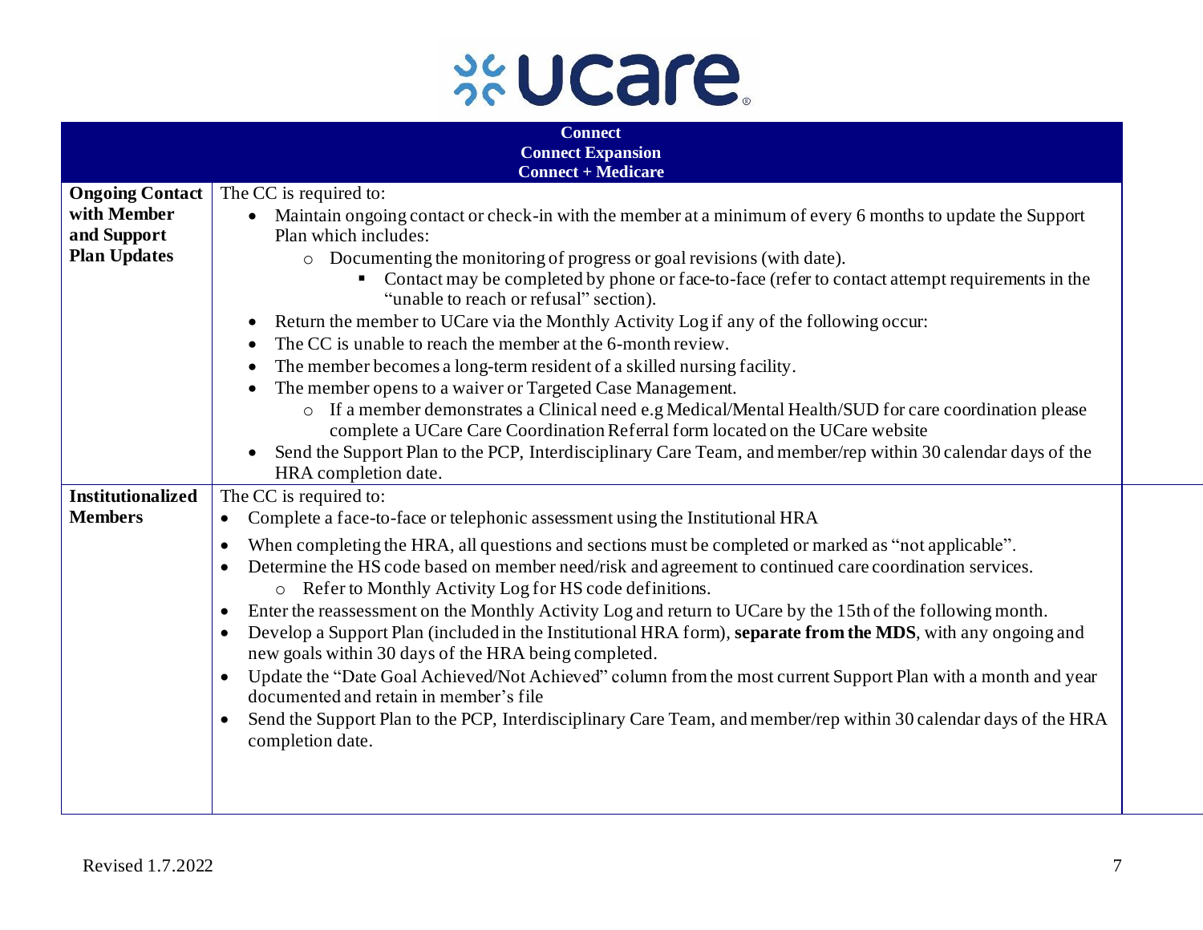| Connect<br>Connect Expansion<br>Connect + Medicare | |
|---|---|
| **Ongoing Contact with Member and Support Plan Updates** | The CC is required to:<br>• Maintain ongoing contact or check-in with the member at a minimum of every 6 months to update the Support Plan which includes:<br>  ○ Documenting the monitoring of progress or goal revisions (with date).<br>    ▪ Contact may be completed by phone or face-to-face (refer to contact attempt requirements in the "unable to reach or refusal" section).<br>• Return the member to UCare via the Monthly Activity Log if any of the following occur:<br>• The CC is unable to reach the member at the 6-month review.<br>• The member becomes a long-term resident of a skilled nursing facility.<br>• The member opens to a waiver or Targeted Case Management.<br>  ○ If a member demonstrates a Clinical need e.g Medical/Mental Health/SUD for care coordination please complete a UCare Care Coordination Referral form located on the UCare website<br>• Send the Support Plan to the PCP, Interdisciplinary Care Team, and member/rep within 30 calendar days of the HRA completion date. |
| **Institutionalized Members** | The CC is required to:<br>• Complete a face-to-face or telephonic assessment using the Institutional HRA<br>• When completing the HRA, all questions and sections must be completed or marked as "not applicable".<br>• Determine the HS code based on member need/risk and agreement to continued care coordination services.<br>  ○ Refer to Monthly Activity Log for HS code definitions.<br>• Enter the reassessment on the Monthly Activity Log and return to UCare by the 15th of the following month.<br>• Develop a Support Plan (included in the Institutional HRA form), **separate from the MDS**, with any ongoing and new goals within 30 days of the HRA being completed.<br>• Update the "Date Goal Achieved/Not Achieved" column from the most current Support Plan with a month and year documented and retain in member's file<br>• Send the Support Plan to the PCP, Interdisciplinary Care Team, and member/rep within 30 calendar days of the HRA completion date. |

Revised 1.7.2022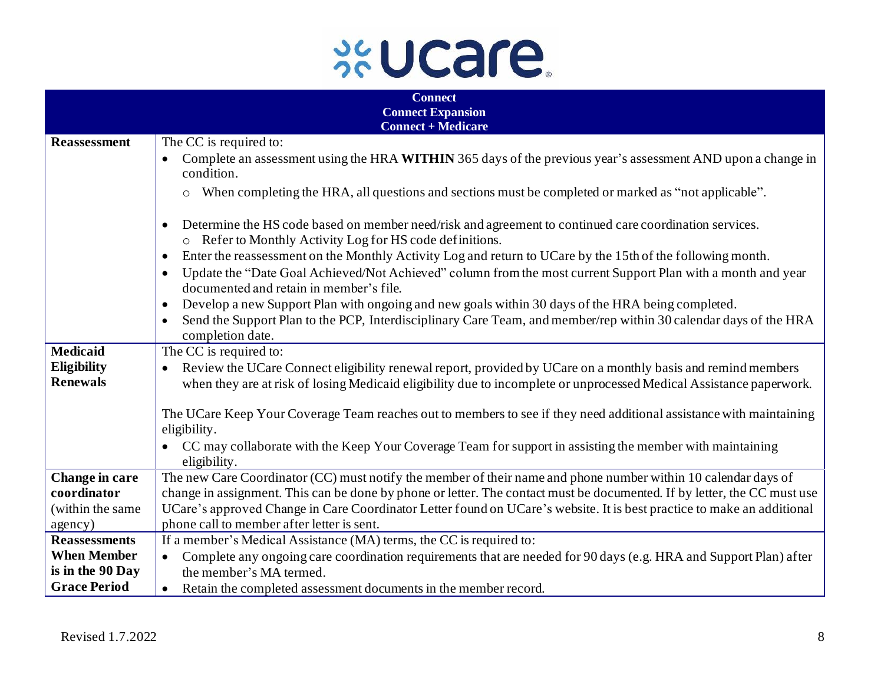| Connect<br>Connect Expansion<br>Connect + Medicare | |
|---|---|
| **Reassessment** | The CC is required to:<br>• Complete an assessment using the HRA **WITHIN** 365 days of the previous year's assessment AND upon a change in condition.<br>  ○ When completing the HRA, all questions and sections must be completed or marked as "not applicable".<br>• Determine the HS code based on member need/risk and agreement to continued care coordination services.<br>  ○ Refer to Monthly Activity Log for HS code definitions.<br>• Enter the reassessment on the Monthly Activity Log and return to UCare by the 15th of the following month.<br>• Update the "Date Goal Achieved/Not Achieved" column from the most current Support Plan with a month and year documented and retain in member's file.<br>• Develop a new Support Plan with ongoing and new goals within 30 days of the HRA being completed.<br>• Send the Support Plan to the PCP, Interdisciplinary Care Team, and member/rep within 30 calendar days of the HRA completion date. |
| **Medicaid Eligibility Renewals** | The CC is required to:<br>• Review the UCare Connect eligibility renewal report, provided by UCare on a monthly basis and remind members when they are at risk of losing Medicaid eligibility due to incomplete or unprocessed Medical Assistance paperwork.<br><br>The UCare Keep Your Coverage Team reaches out to members to see if they need additional assistance with maintaining eligibility.<br>• CC may collaborate with the Keep Your Coverage Team for support in assisting the member with maintaining eligibility. |
| **Change in care coordinator** (within the same agency) | The new Care Coordinator (CC) must notify the member of their name and phone number within 10 calendar days of change in assignment. This can be done by phone or letter. The contact must be documented. If by letter, the CC must use UCare's approved Change in Care Coordinator Letter found on UCare's website. It is best practice to make an additional phone call to member after letter is sent. |
| **Reassessments When Member is in the 90 Day Grace Period** | If a member's Medical Assistance (MA) terms, the CC is required to:<br>• Complete any ongoing care coordination requirements that are needed for 90 days (e.g. HRA and Support Plan) after the member's MA termed.<br>• Retain the completed assessment documents in the member record. |

Revised 1.7.2022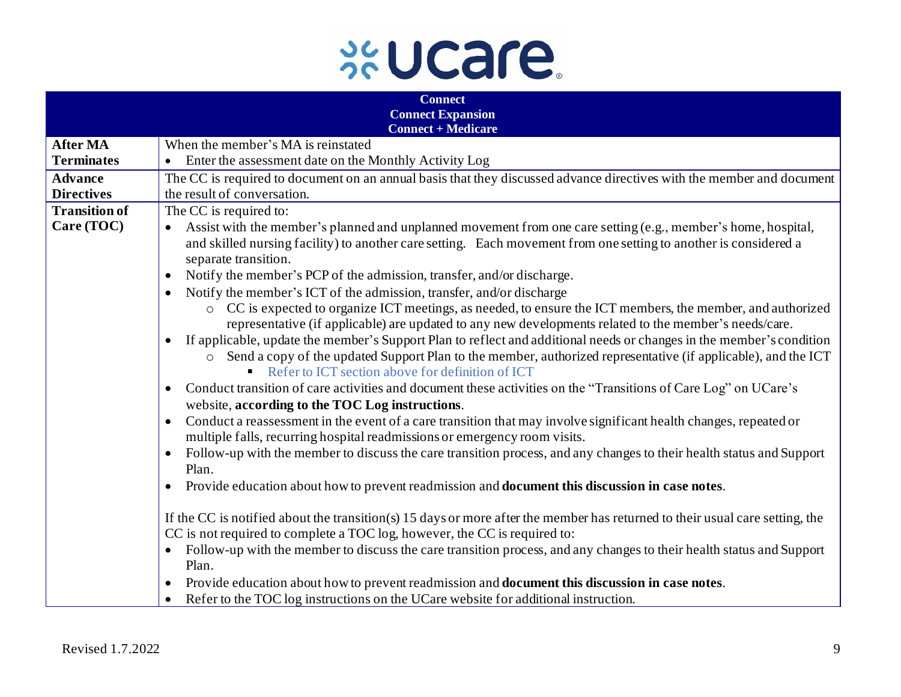| Connect<br>Connect Expansion<br>Connect + Medicare | |
|---|---|
| **After MA Terminates** | When the member's MA is reinstated<br>• Enter the assessment date on the Monthly Activity Log |
| **Advance Directives** | The CC is required to document on an annual basis that they discussed advance directives with the member and document the result of conversation. |
| **Transition of Care (TOC)** | The CC is required to:<br>• Assist with the member's planned and unplanned movement from one care setting (e.g., member's home, hospital, and skilled nursing facility) to another care setting. Each movement from one setting to another is considered a separate transition.<br>• Notify the member's PCP of the admission, transfer, and/or discharge.<br>• Notify the member's ICT of the admission, transfer, and/or discharge<br>  ○ CC is expected to organize ICT meetings, as needed, to ensure the ICT members, the member, and authorized representative (if applicable) are updated to any new developments related to the member's needs/care.<br>• If applicable, update the member's Support Plan to reflect and additional needs or changes in the member's condition<br>  ○ Send a copy of the updated Support Plan to the member, authorized representative (if applicable), and the ICT<br>    ▪ Refer to ICT section above for definition of ICT<br>• Conduct transition of care activities and document these activities on the "Transitions of Care Log" on UCare's website, **according to the TOC Log instructions**.<br>• Conduct a reassessment in the event of a care transition that may involve significant health changes, repeated or multiple falls, recurring hospital readmissions or emergency room visits.<br>• Follow-up with the member to discuss the care transition process, and any changes to their health status and Support Plan.<br>• Provide education about how to prevent readmission and **document this discussion in case notes**.<br><br>If the CC is notified about the transition(s) 15 days or more after the member has returned to their usual care setting, the CC is not required to complete a TOC log, however, the CC is required to:<br>• Follow-up with the member to discuss the care transition process, and any changes to their health status and Support Plan.<br>• Provide education about how to prevent readmission and **document this discussion in case notes**.<br>• Refer to the TOC log instructions on the UCare website for additional instruction. |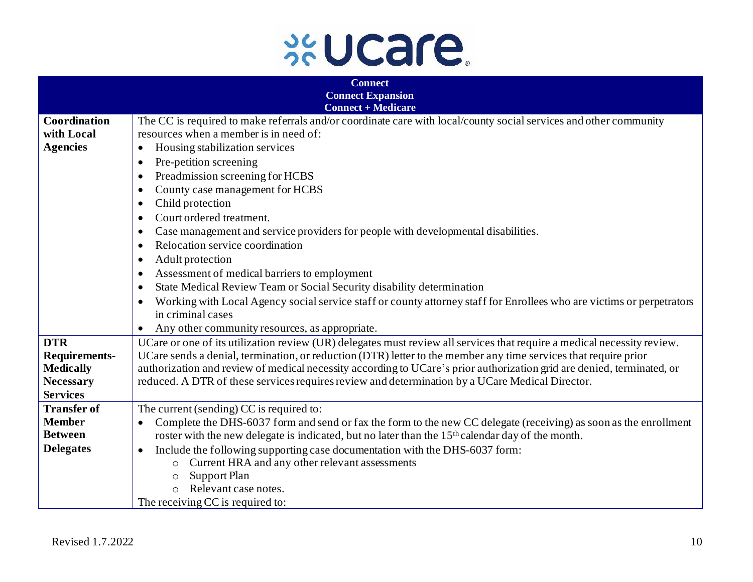| Connect<br>Connect Expansion<br>Connect + Medicare | |
|---|---|
| **Coordination with Local Agencies** | The CC is required to make referrals and/or coordinate care with local/county social services and other community resources when a member is in need of:<br>• Housing stabilization services<br>• Pre-petition screening<br>• Preadmission screening for HCBS<br>• County case management for HCBS<br>• Child protection<br>• Court ordered treatment.<br>• Case management and service providers for people with developmental disabilities.<br>• Relocation service coordination<br>• Adult protection<br>• Assessment of medical barriers to employment<br>• State Medical Review Team or Social Security disability determination<br>• Working with Local Agency social service staff or county attorney staff for Enrollees who are victims or perpetrators in criminal cases<br>• Any other community resources, as appropriate. |
| **DTR Requirements-Medically Necessary Services** | UCare or one of its utilization review (UR) delegates must review all services that require a medical necessity review. UCare sends a denial, termination, or reduction (DTR) letter to the member any time services that require prior authorization and review of medical necessity according to UCare's prior authorization grid are denied, terminated, or reduced. A DTR of these services requires review and determination by a UCare Medical Director. |
| **Transfer of Member Between Delegates** | The current (sending) CC is required to:<br>• Complete the DHS-6037 form and send or fax the form to the new CC delegate (receiving) as soon as the enrollment roster with the new delegate is indicated, but no later than the 15th calendar day of the month.<br>• Include the following supporting case documentation with the DHS-6037 form:<br>&nbsp;&nbsp;&nbsp;&nbsp;○ Current HRA and any other relevant assessments<br>&nbsp;&nbsp;&nbsp;&nbsp;○ Support Plan<br>&nbsp;&nbsp;&nbsp;&nbsp;○ Relevant case notes.<br>The receiving CC is required to: |

Revised 1.7.2022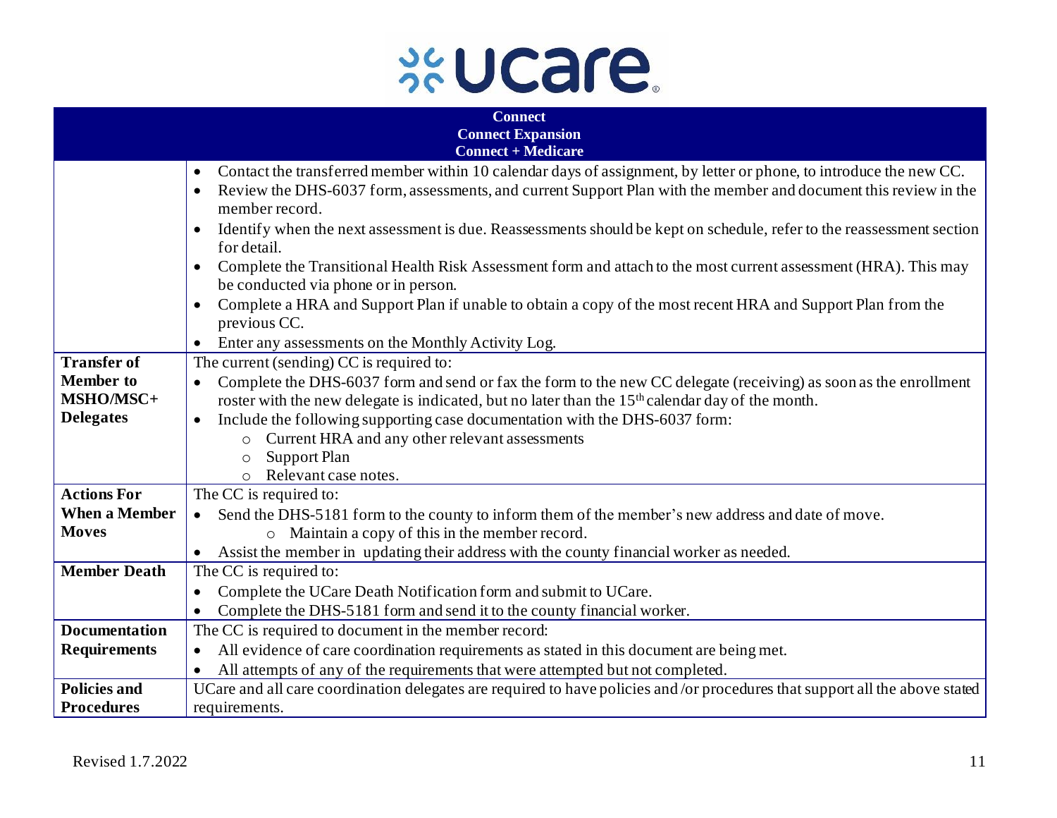| | Connect<br>Connect Expansion<br>Connect + Medicare |
|---|---|
| | • Contact the transferred member within 10 calendar days of assignment, by letter or phone, to introduce the new CC.<br>• Review the DHS-6037 form, assessments, and current Support Plan with the member and document this review in the member record.<br>• Identify when the next assessment is due. Reassessments should be kept on schedule, refer to the reassessment section for detail.<br>• Complete the Transitional Health Risk Assessment form and attach to the most current assessment (HRA). This may be conducted via phone or in person.<br>• Complete a HRA and Support Plan if unable to obtain a copy of the most recent HRA and Support Plan from the previous CC.<br>• Enter any assessments on the Monthly Activity Log. |
| **Transfer of Member to MSHO/MSC+ Delegates** | The current (sending) CC is required to:<br>• Complete the DHS-6037 form and send or fax the form to the new CC delegate (receiving) as soon as the enrollment roster with the new delegate is indicated, but no later than the 15th calendar day of the month.<br>• Include the following supporting case documentation with the DHS-6037 form:<br>  ○ Current HRA and any other relevant assessments<br>  ○ Support Plan<br>  ○ Relevant case notes. |
| **Actions For When a Member Moves** | The CC is required to:<br>• Send the DHS-5181 form to the county to inform them of the member's new address and date of move.<br>  ○ Maintain a copy of this in the member record.<br>• Assist the member in updating their address with the county financial worker as needed. |
| **Member Death** | The CC is required to:<br>• Complete the UCare Death Notification form and submit to UCare.<br>• Complete the DHS-5181 form and send it to the county financial worker. |
| **Documentation Requirements** | The CC is required to document in the member record:<br>• All evidence of care coordination requirements as stated in this document are being met.<br>• All attempts of any of the requirements that were attempted but not completed. |
| **Policies and Procedures** | UCare and all care coordination delegates are required to have policies and /or procedures that support all the above stated requirements. |

Revised 1.7.2022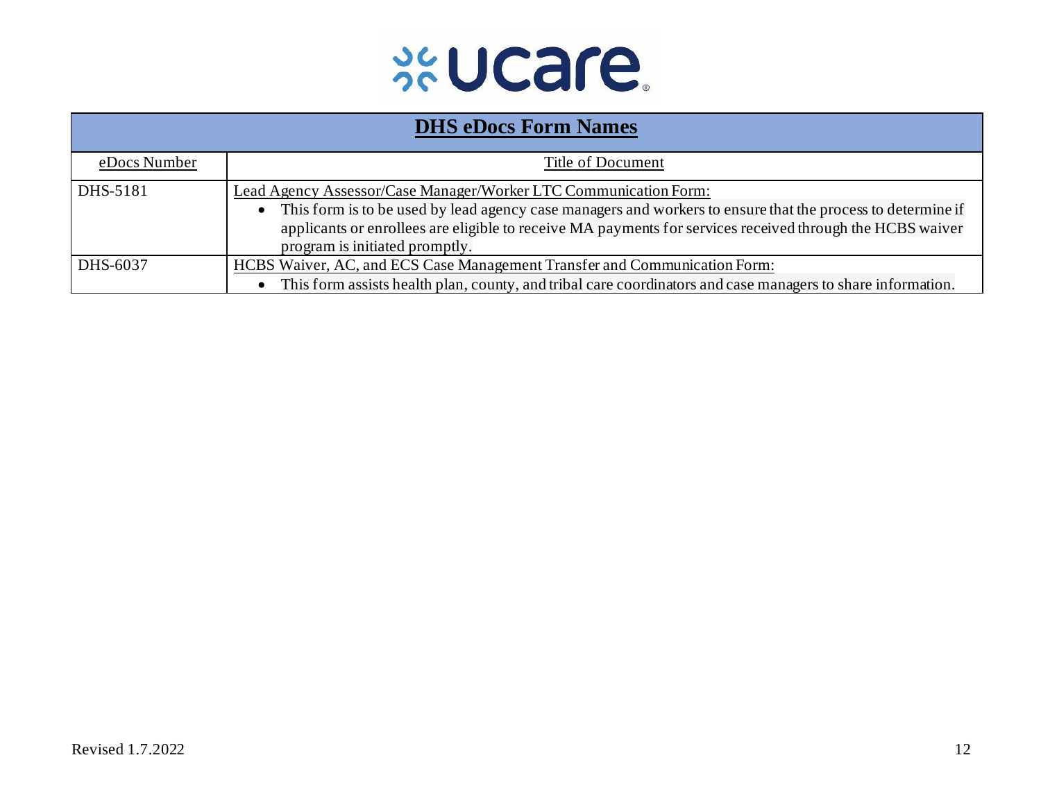ucare

| DHS eDocs Form Names | |
|---|---|
| eDocs Number | Title of Document |
| DHS-5181 | Lead Agency Assessor/Case Manager/Worker LTC Communication Form:<br>• This form is to be used by lead agency case managers and workers to ensure that the process to determine if applicants or enrollees are eligible to receive MA payments for services received through the HCBS waiver program is initiated promptly. |
| DHS-6037 | HCBS Waiver, AC, and ECS Case Management Transfer and Communication Form:<br>• This form assists health plan, county, and tribal care coordinators and case managers to share information. |

Revised 1.7.2022